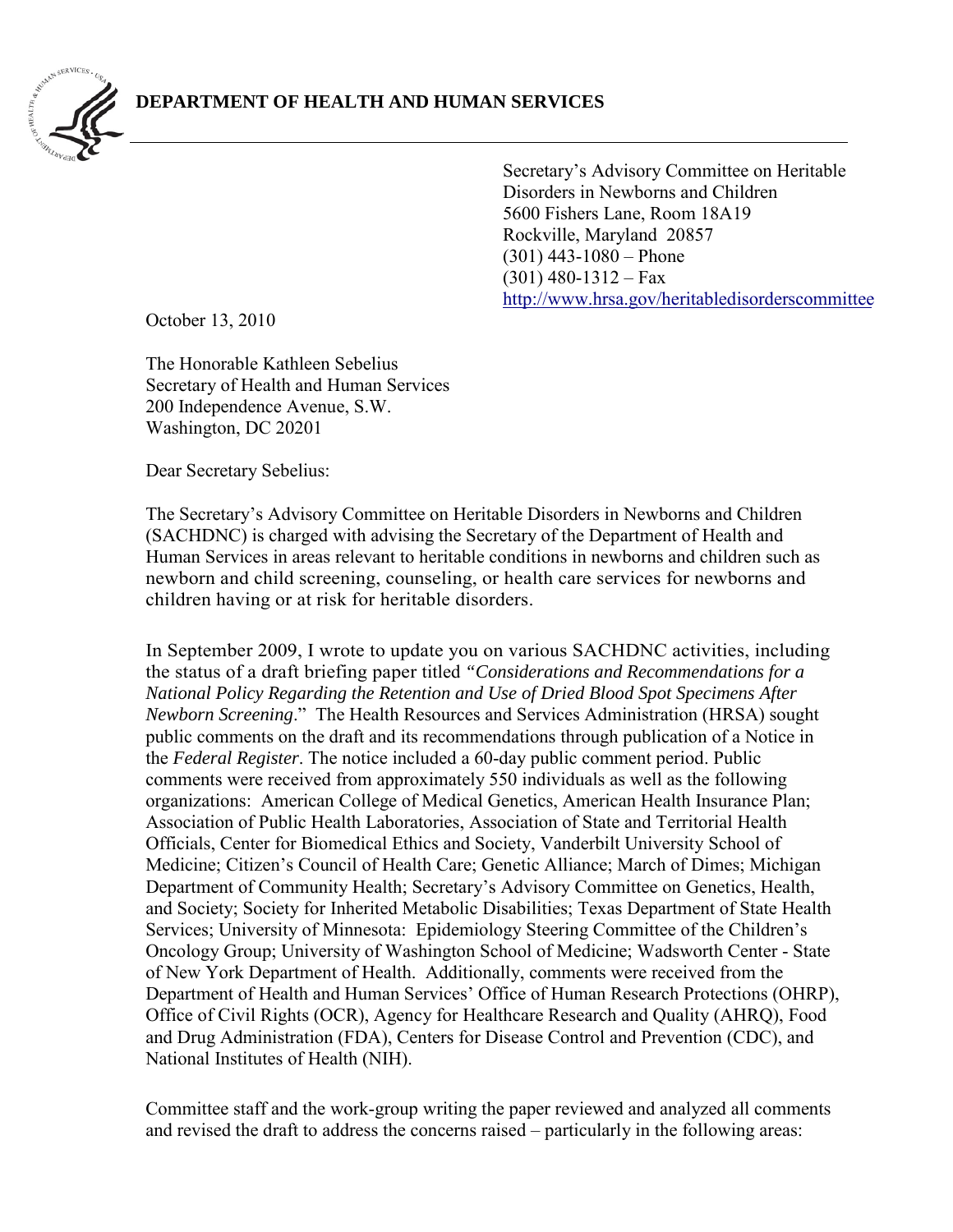**DEPARTMENT OF HEALTH AND HUMAN SERVICES**

Secretary's Advisory Committee on Heritable Disorders in Newborns and Children
5600 Fishers Lane, Room 18A19
Rockville, Maryland 20857
(301) 443-1080 – Phone
(301) 480-1312 – Fax
http://www.hrsa.gov/heritabledisorderscommittee

October 13, 2010

The Honorable Kathleen Sebelius
Secretary of Health and Human Services
200 Independence Avenue, S.W.
Washington, DC 20201

Dear Secretary Sebelius:

The Secretary's Advisory Committee on Heritable Disorders in Newborns and Children (SACHDNC) is charged with advising the Secretary of the Department of Health and Human Services in areas relevant to heritable conditions in newborns and children such as newborn and child screening, counseling, or health care services for newborns and children having or at risk for heritable disorders.

In September 2009, I wrote to update you on various SACHDNC activities, including the status of a draft briefing paper titled *"Considerations and Recommendations for a National Policy Regarding the Retention and Use of Dried Blood Spot Specimens After Newborn Screening*." The Health Resources and Services Administration (HRSA) sought public comments on the draft and its recommendations through publication of a Notice in the *Federal Register*. The notice included a 60-day public comment period. Public comments were received from approximately 550 individuals as well as the following organizations: American College of Medical Genetics, American Health Insurance Plan; Association of Public Health Laboratories, Association of State and Territorial Health Officials, Center for Biomedical Ethics and Society, Vanderbilt University School of Medicine; Citizen's Council of Health Care; Genetic Alliance; March of Dimes; Michigan Department of Community Health; Secretary's Advisory Committee on Genetics, Health, and Society; Society for Inherited Metabolic Disabilities; Texas Department of State Health Services; University of Minnesota: Epidemiology Steering Committee of the Children's Oncology Group; University of Washington School of Medicine; Wadsworth Center - State of New York Department of Health. Additionally, comments were received from the Department of Health and Human Services' Office of Human Research Protections (OHRP), Office of Civil Rights (OCR), Agency for Healthcare Research and Quality (AHRQ), Food and Drug Administration (FDA), Centers for Disease Control and Prevention (CDC), and National Institutes of Health (NIH).

Committee staff and the work-group writing the paper reviewed and analyzed all comments and revised the draft to address the concerns raised – particularly in the following areas: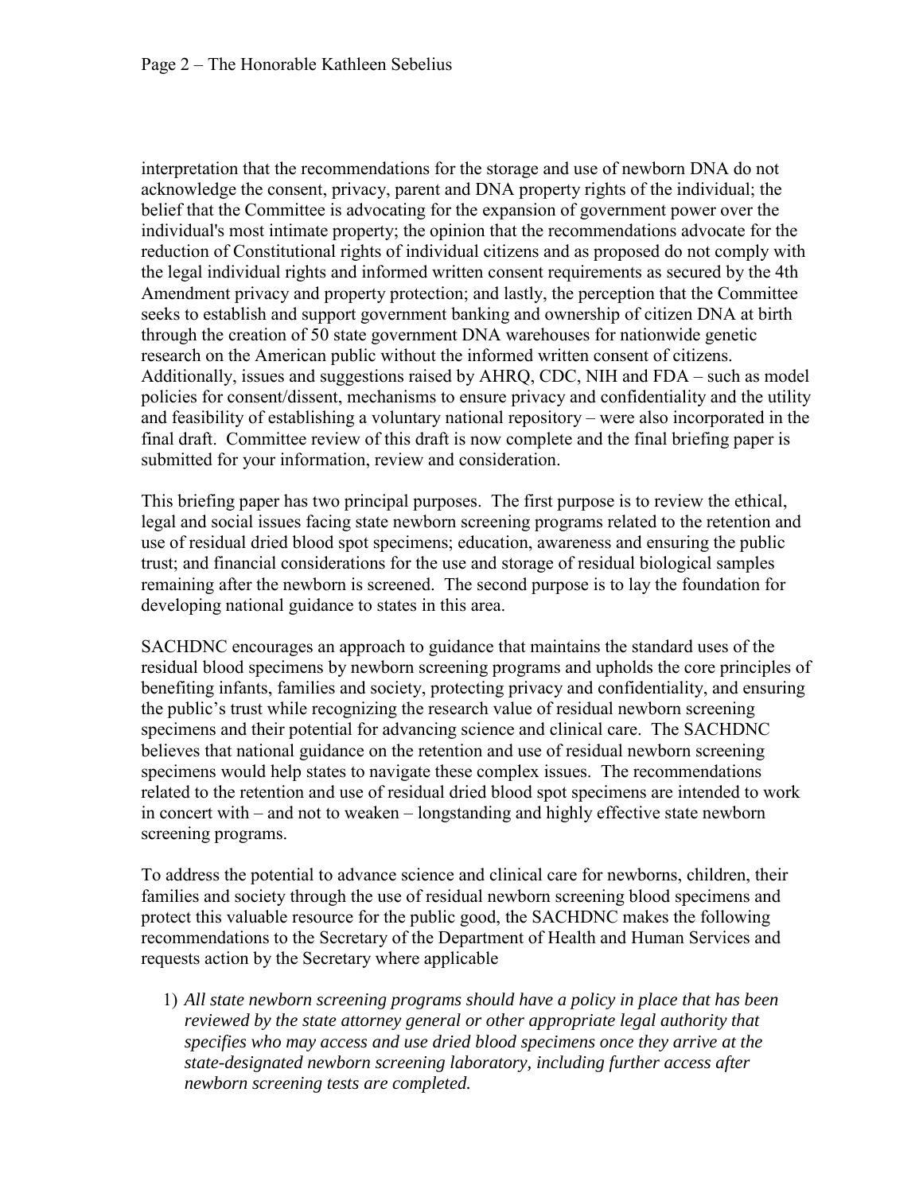interpretation that the recommendations for the storage and use of newborn DNA do not acknowledge the consent, privacy, parent and DNA property rights of the individual; the belief that the Committee is advocating for the expansion of government power over the individual's most intimate property; the opinion that the recommendations advocate for the reduction of Constitutional rights of individual citizens and as proposed do not comply with the legal individual rights and informed written consent requirements as secured by the 4th Amendment privacy and property protection; and lastly, the perception that the Committee seeks to establish and support government banking and ownership of citizen DNA at birth through the creation of 50 state government DNA warehouses for nationwide genetic research on the American public without the informed written consent of citizens. Additionally, issues and suggestions raised by AHRQ, CDC, NIH and FDA – such as model policies for consent/dissent, mechanisms to ensure privacy and confidentiality and the utility and feasibility of establishing a voluntary national repository – were also incorporated in the final draft. Committee review of this draft is now complete and the final briefing paper is submitted for your information, review and consideration.

This briefing paper has two principal purposes. The first purpose is to review the ethical, legal and social issues facing state newborn screening programs related to the retention and use of residual dried blood spot specimens; education, awareness and ensuring the public trust; and financial considerations for the use and storage of residual biological samples remaining after the newborn is screened. The second purpose is to lay the foundation for developing national guidance to states in this area.

SACHDNC encourages an approach to guidance that maintains the standard uses of the residual blood specimens by newborn screening programs and upholds the core principles of benefiting infants, families and society, protecting privacy and confidentiality, and ensuring the public's trust while recognizing the research value of residual newborn screening specimens and their potential for advancing science and clinical care. The SACHDNC believes that national guidance on the retention and use of residual newborn screening specimens would help states to navigate these complex issues. The recommendations related to the retention and use of residual dried blood spot specimens are intended to work in concert with – and not to weaken – longstanding and highly effective state newborn screening programs.

To address the potential to advance science and clinical care for newborns, children, their families and society through the use of residual newborn screening blood specimens and protect this valuable resource for the public good, the SACHDNC makes the following recommendations to the Secretary of the Department of Health and Human Services and requests action by the Secretary where applicable

1) *All state newborn screening programs should have a policy in place that has been reviewed by the state attorney general or other appropriate legal authority that specifies who may access and use dried blood specimens once they arrive at the state-designated newborn screening laboratory, including further access after newborn screening tests are completed.*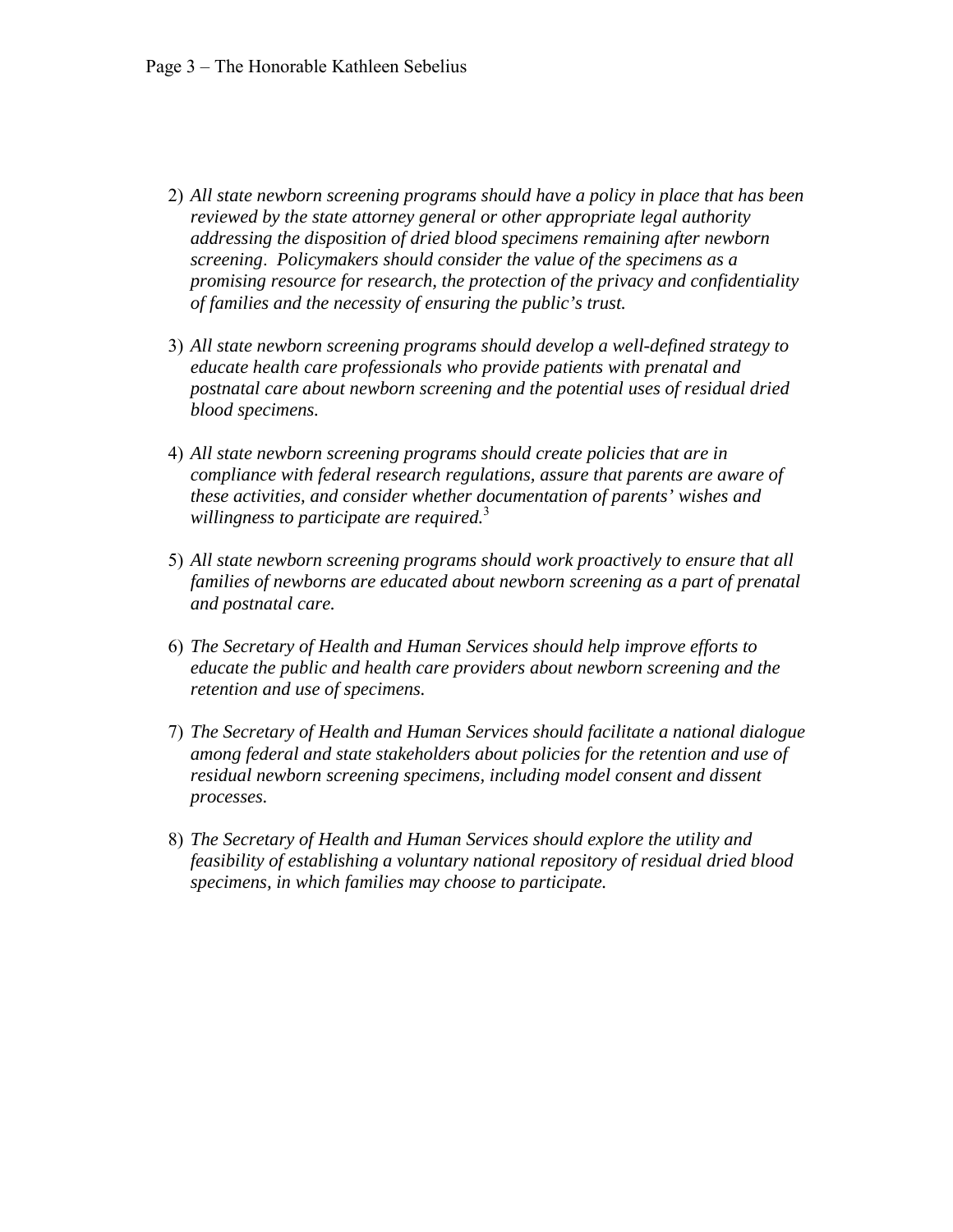2) *All state newborn screening programs should have a policy in place that has been reviewed by the state attorney general or other appropriate legal authority addressing the disposition of dried blood specimens remaining after newborn screening. Policymakers should consider the value of the specimens as a promising resource for research, the protection of the privacy and confidentiality of families and the necessity of ensuring the public's trust.*

3) *All state newborn screening programs should develop a well-defined strategy to educate health care professionals who provide patients with prenatal and postnatal care about newborn screening and the potential uses of residual dried blood specimens.*

4) *All state newborn screening programs should create policies that are in compliance with federal research regulations, assure that parents are aware of these activities, and consider whether documentation of parents' wishes and willingness to participate are required.*[3]

5) *All state newborn screening programs should work proactively to ensure that all families of newborns are educated about newborn screening as a part of prenatal and postnatal care.*

6) *The Secretary of Health and Human Services should help improve efforts to educate the public and health care providers about newborn screening and the retention and use of specimens.*

7) *The Secretary of Health and Human Services should facilitate a national dialogue among federal and state stakeholders about policies for the retention and use of residual newborn screening specimens, including model consent and dissent processes.*

8) *The Secretary of Health and Human Services should explore the utility and feasibility of establishing a voluntary national repository of residual dried blood specimens, in which families may choose to participate.*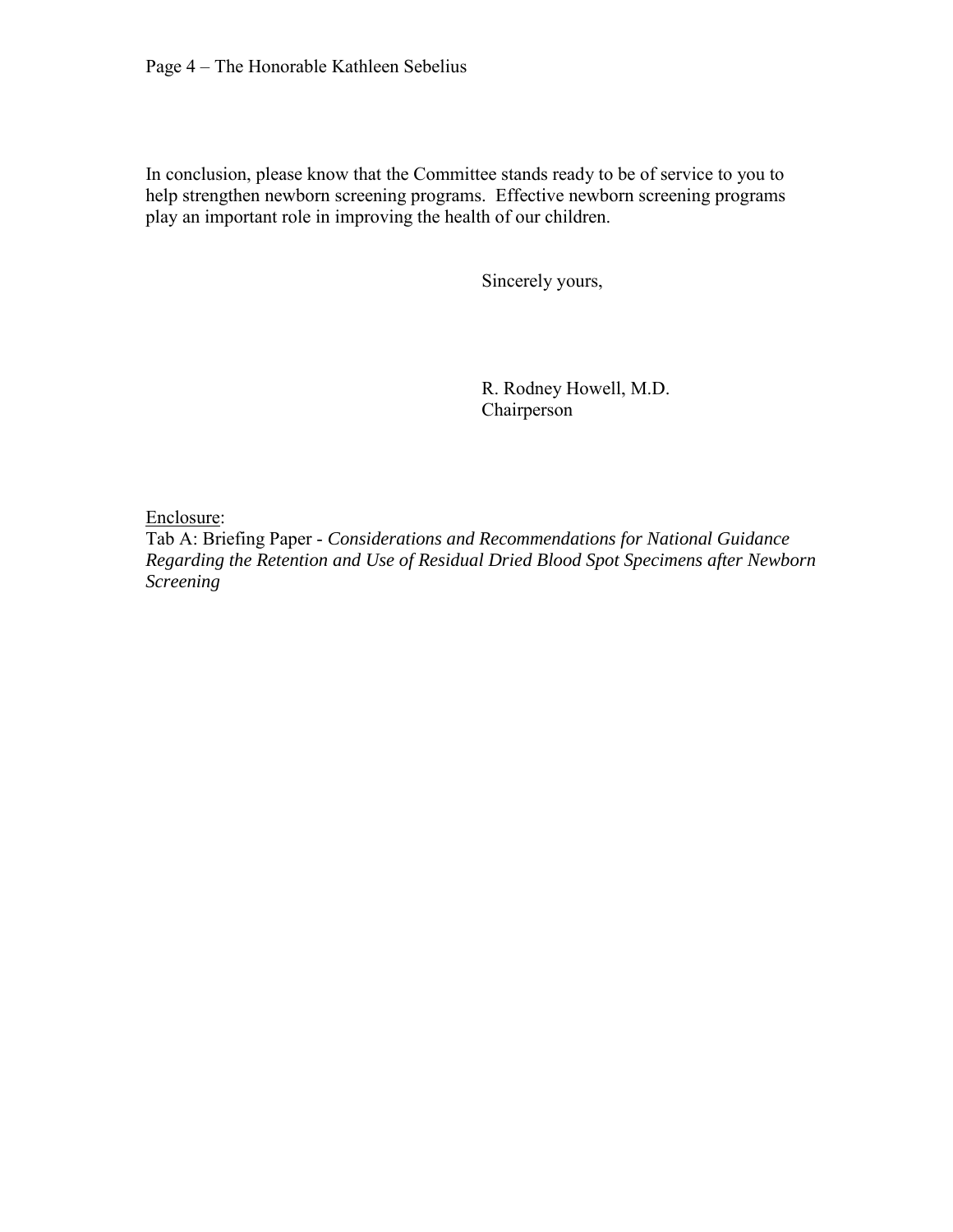In conclusion, please know that the Committee stands ready to be of service to you to help strengthen newborn screening programs. Effective newborn screening programs play an important role in improving the health of our children.

Sincerely yours,

R. Rodney Howell, M.D.
Chairperson

<u>Enclosure</u>:
Tab A: Briefing Paper - *Considerations and Recommendations for National Guidance Regarding the Retention and Use of Residual Dried Blood Spot Specimens after Newborn Screening*